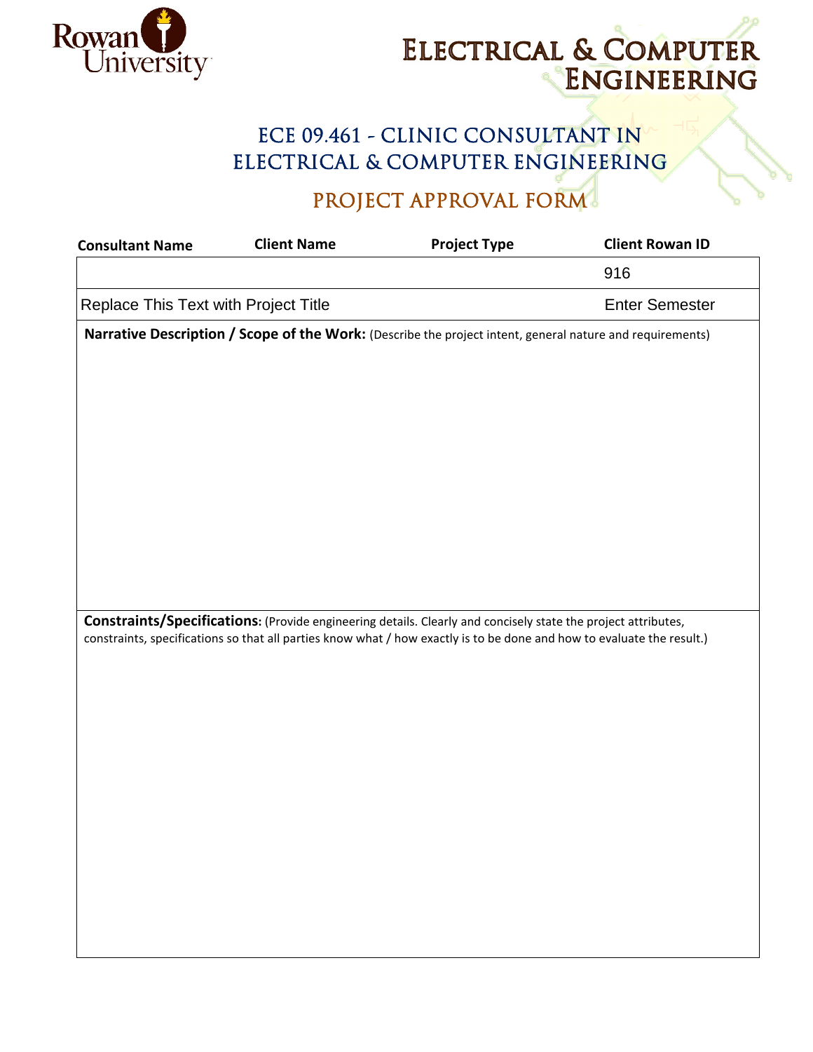Rowan University

# Electrical & Computer Engineering

## ECE 09.461 - CLINIC CONSULTANT IN ELECTRICAL & COMPUTER ENGINEERING

## PROJECT APPROVAL FORM

| Consultant Name | Client Name | Project Type | Client Rowan ID |
|---|---|---|---|
| | | | 916 |
| Replace This Text with Project Title | | | Enter Semester |

**Narrative Description / Scope of the Work:** (Describe the project intent, general nature and requirements)

**Constraints/Specifications:** (Provide engineering details. Clearly and concisely state the project attributes, constraints, specifications so that all parties know what / how exactly is to be done and how to evaluate the result.)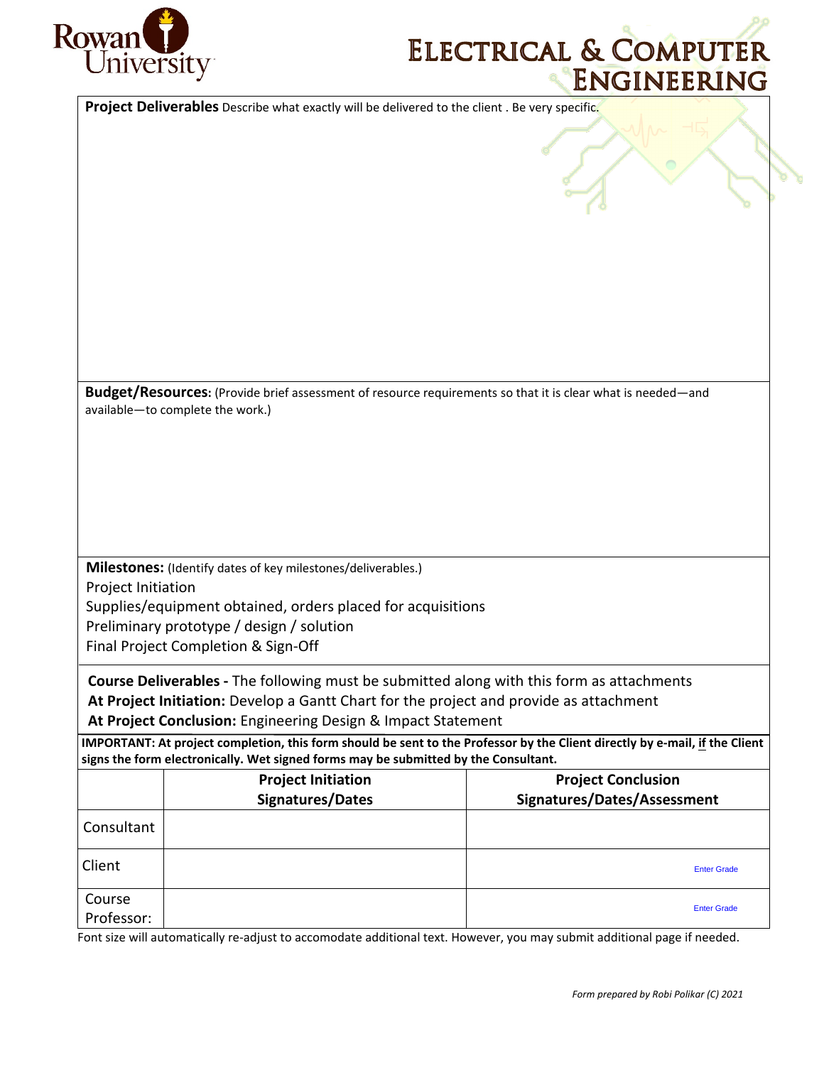**Project Deliverables** Describe what exactly will be delivered to the client . Be very specific.

**Budget/Resources:** (Provide brief assessment of resource requirements so that it is clear what is needed—and available—to complete the work.)

**Milestones:** (Identify dates of key milestones/deliverables.)

Project Initiation

Supplies/equipment obtained, orders placed for acquisitions

Preliminary prototype / design / solution

Final Project Completion & Sign-Off

**Course Deliverables -** The following must be submitted along with this form as attachments

**At Project Initiation:** Develop a Gantt Chart for the project and provide as attachment

**At Project Conclusion:** Engineering Design & Impact Statement

**IMPORTANT: At project completion, this form should be sent to the Professor by the Client directly by e-mail, if the Client signs the form electronically. Wet signed forms may be submitted by the Consultant.**

| | **Project Initiation Signatures/Dates** | **Project Conclusion Signatures/Dates/Assessment** |
|---|---|---|
| Consultant | | |
| Client | | Enter Grade |
| Course Professor: | | Enter Grade |

Font size will automatically re-adjust to accomodate additional text. However, you may submit additional page if needed.

*Form prepared by Robi Polikar (C) 2021*